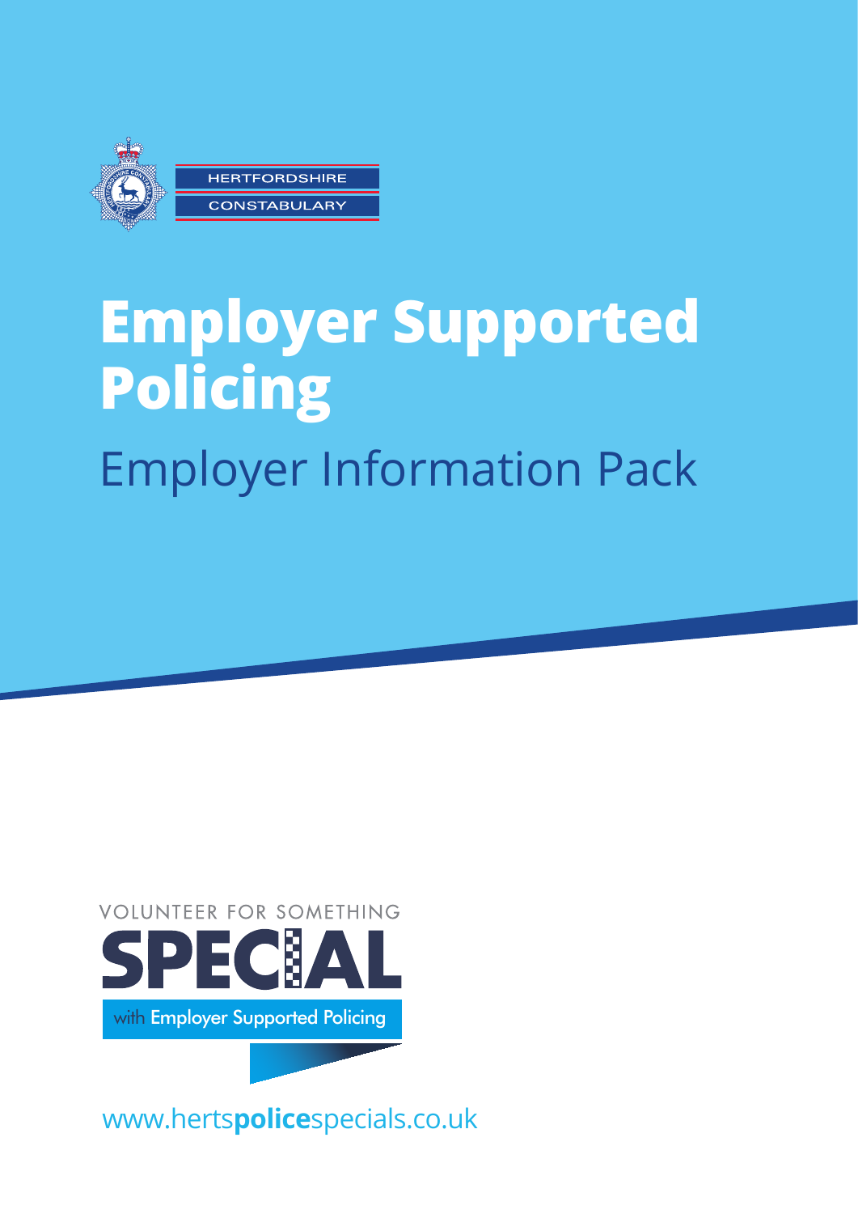HERTFORDSHIRE CONSTABULARY

# Employer Supported Policing

## Employer Information Pack

VOLUNTEER FOR SOMETHING SPECIAL

with Employer Supported Policing

www.hertspolicespecials.co.uk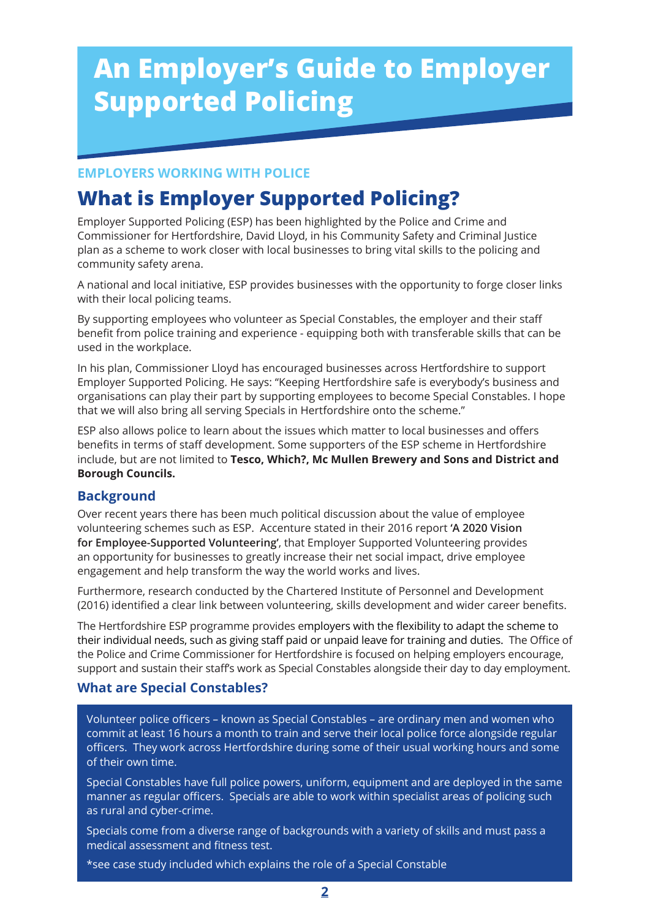# An Employer's Guide to Employer Supported Policing

**EMPLOYERS WORKING WITH POLICE**

## What is Employer Supported Policing?

Employer Supported Policing (ESP) has been highlighted by the Police and Crime and Commissioner for Hertfordshire, David Lloyd, in his Community Safety and Criminal Justice plan as a scheme to work closer with local businesses to bring vital skills to the policing and community safety arena.

A national and local initiative, ESP provides businesses with the opportunity to forge closer links with their local policing teams.

By supporting employees who volunteer as Special Constables, the employer and their staff benefit from police training and experience - equipping both with transferable skills that can be used in the workplace.

In his plan, Commissioner Lloyd has encouraged businesses across Hertfordshire to support Employer Supported Policing. He says: "Keeping Hertfordshire safe is everybody's business and organisations can play their part by supporting employees to become Special Constables. I hope that we will also bring all serving Specials in Hertfordshire onto the scheme."

ESP also allows police to learn about the issues which matter to local businesses and offers benefits in terms of staff development. Some supporters of the ESP scheme in Hertfordshire include, but are not limited to **Tesco, Which?, Mc Mullen Brewery and Sons and District and Borough Councils.**

### Background

Over recent years there has been much political discussion about the value of employee volunteering schemes such as ESP. Accenture stated in their 2016 report **'A 2020 Vision for Employee-Supported Volunteering'**, that Employer Supported Volunteering provides an opportunity for businesses to greatly increase their net social impact, drive employee engagement and help transform the way the world works and lives.

Furthermore, research conducted by the Chartered Institute of Personnel and Development (2016) identified a clear link between volunteering, skills development and wider career benefits.

The Hertfordshire ESP programme provides employers with the flexibility to adapt the scheme to their individual needs, such as giving staff paid or unpaid leave for training and duties. The Office of the Police and Crime Commissioner for Hertfordshire is focused on helping employers encourage, support and sustain their staff's work as Special Constables alongside their day to day employment.

### What are Special Constables?

Volunteer police officers – known as Special Constables – are ordinary men and women who commit at least 16 hours a month to train and serve their local police force alongside regular officers. They work across Hertfordshire during some of their usual working hours and some of their own time.

Special Constables have full police powers, uniform, equipment and are deployed in the same manner as regular officers. Specials are able to work within specialist areas of policing such as rural and cyber-crime.

Specials come from a diverse range of backgrounds with a variety of skills and must pass a medical assessment and fitness test.

*see case study included which explains the role of a Special Constable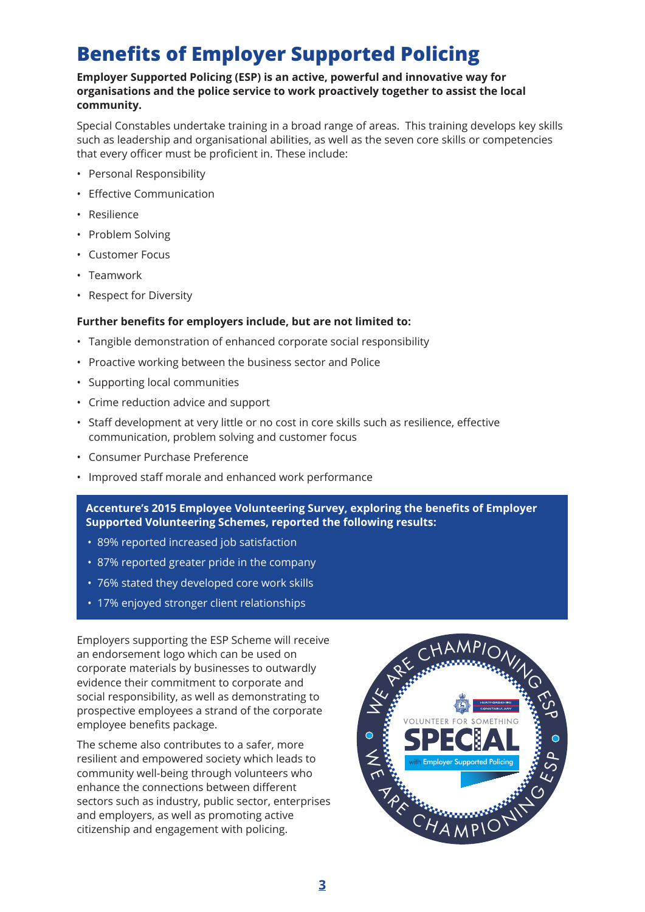# Benefits of Employer Supported Policing

**Employer Supported Policing (ESP) is an active, powerful and innovative way for organisations and the police service to work proactively together to assist the local community.**

Special Constables undertake training in a broad range of areas. This training develops key skills such as leadership and organisational abilities, as well as the seven core skills or competencies that every officer must be proficient in. These include:

- Personal Responsibility
- Effective Communication
- Resilience
- Problem Solving
- Customer Focus
- Teamwork
- Respect for Diversity

**Further benefits for employers include, but are not limited to:**

- Tangible demonstration of enhanced corporate social responsibility
- Proactive working between the business sector and Police
- Supporting local communities
- Crime reduction advice and support
- Staff development at very little or no cost in core skills such as resilience, effective communication, problem solving and customer focus
- Consumer Purchase Preference
- Improved staff morale and enhanced work performance

**Accenture's 2015 Employee Volunteering Survey, exploring the benefits of Employer Supported Volunteering Schemes, reported the following results:**

- 89% reported increased job satisfaction
- 87% reported greater pride in the company
- 76% stated they developed core work skills
- 17% enjoyed stronger client relationships

Employers supporting the ESP Scheme will receive an endorsement logo which can be used on corporate materials by businesses to outwardly evidence their commitment to corporate and social responsibility, as well as demonstrating to prospective employees a strand of the corporate employee benefits package.

The scheme also contributes to a safer, more resilient and empowered society which leads to community well-being through volunteers who enhance the connections between different sectors such as industry, public sector, enterprises and employers, as well as promoting active citizenship and engagement with policing.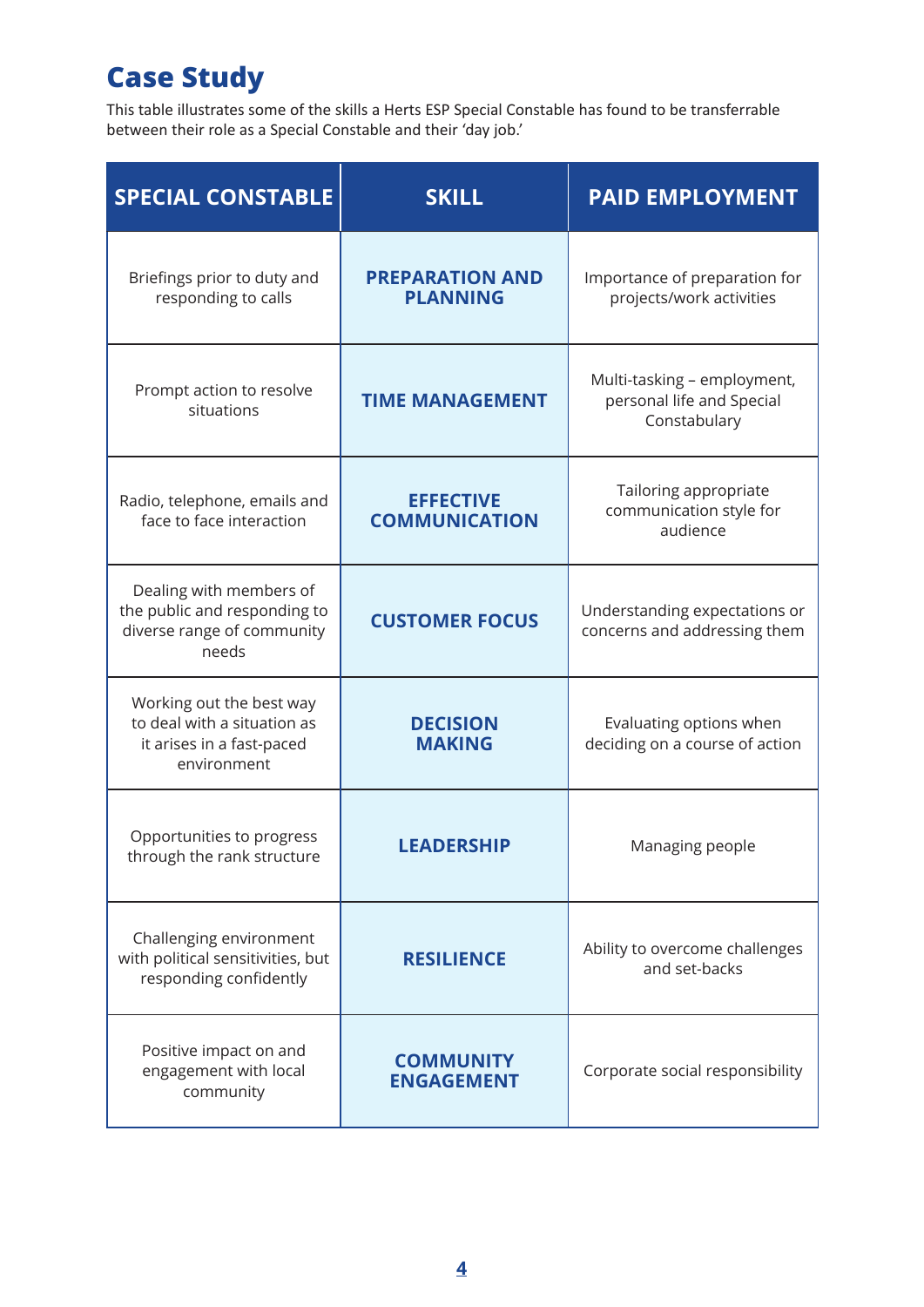# Case Study

This table illustrates some of the skills a Herts ESP Special Constable has found to be transferrable between their role as a Special Constable and their 'day job.'

| SPECIAL CONSTABLE | SKILL | PAID EMPLOYMENT |
|---|---|---|
| Briefings prior to duty and responding to calls | **PREPARATION AND PLANNING** | Importance of preparation for projects/work activities |
| Prompt action to resolve situations | **TIME MANAGEMENT** | Multi-tasking – employment, personal life and Special Constabulary |
| Radio, telephone, emails and face to face interaction | **EFFECTIVE COMMUNICATION** | Tailoring appropriate communication style for audience |
| Dealing with members of the public and responding to diverse range of community needs | **CUSTOMER FOCUS** | Understanding expectations or concerns and addressing them |
| Working out the best way to deal with a situation as it arises in a fast-paced environment | **DECISION MAKING** | Evaluating options when deciding on a course of action |
| Opportunities to progress through the rank structure | **LEADERSHIP** | Managing people |
| Challenging environment with political sensitivities, but responding confidently | **RESILIENCE** | Ability to overcome challenges and set-backs |
| Positive impact on and engagement with local community | **COMMUNITY ENGAGEMENT** | Corporate social responsibility |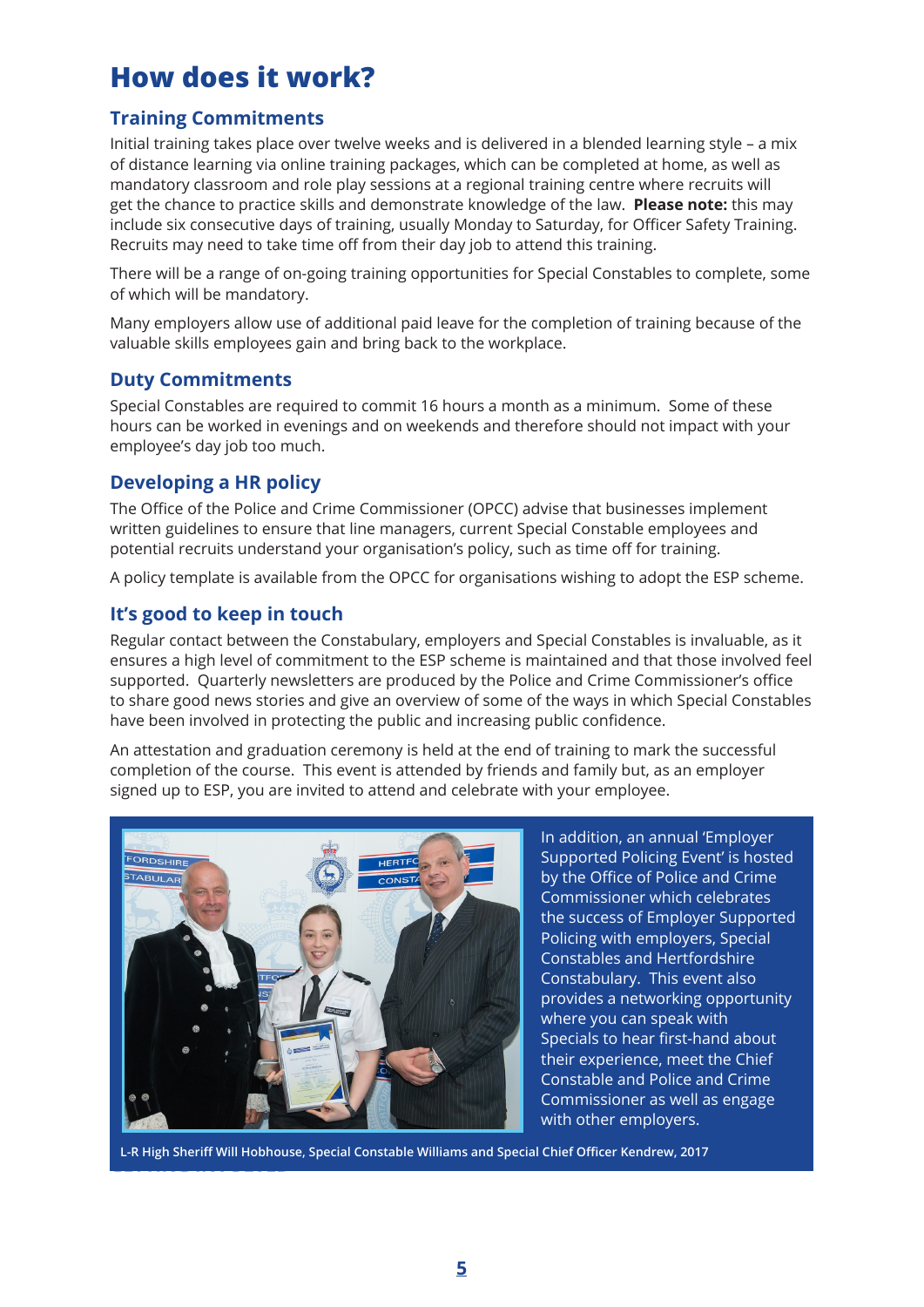# How does it work?

## Training Commitments

Initial training takes place over twelve weeks and is delivered in a blended learning style – a mix of distance learning via online training packages, which can be completed at home, as well as mandatory classroom and role play sessions at a regional training centre where recruits will get the chance to practice skills and demonstrate knowledge of the law. **Please note:** this may include six consecutive days of training, usually Monday to Saturday, for Officer Safety Training. Recruits may need to take time off from their day job to attend this training.

There will be a range of on-going training opportunities for Special Constables to complete, some of which will be mandatory.

Many employers allow use of additional paid leave for the completion of training because of the valuable skills employees gain and bring back to the workplace.

## Duty Commitments

Special Constables are required to commit 16 hours a month as a minimum. Some of these hours can be worked in evenings and on weekends and therefore should not impact with your employee's day job too much.

## Developing a HR policy

The Office of the Police and Crime Commissioner (OPCC) advise that businesses implement written guidelines to ensure that line managers, current Special Constable employees and potential recruits understand your organisation's policy, such as time off for training.

A policy template is available from the OPCC for organisations wishing to adopt the ESP scheme.

## It's good to keep in touch

Regular contact between the Constabulary, employers and Special Constables is invaluable, as it ensures a high level of commitment to the ESP scheme is maintained and that those involved feel supported. Quarterly newsletters are produced by the Police and Crime Commissioner's office to share good news stories and give an overview of some of the ways in which Special Constables have been involved in protecting the public and increasing public confidence.

An attestation and graduation ceremony is held at the end of training to mark the successful completion of the course. This event is attended by friends and family but, as an employer signed up to ESP, you are invited to attend and celebrate with your employee.

In addition, an annual 'Employer Supported Policing Event' is hosted by the Office of Police and Crime Commissioner which celebrates the success of Employer Supported Policing with employers, Special Constables and Hertfordshire Constabulary. This event also provides a networking opportunity where you can speak with Specials to hear first-hand about their experience, meet the Chief Constable and Police and Crime Commissioner as well as engage with other employers.

L-R High Sheriff Will Hobhouse, Special Constable Williams and Special Chief Officer Kendrew, 2017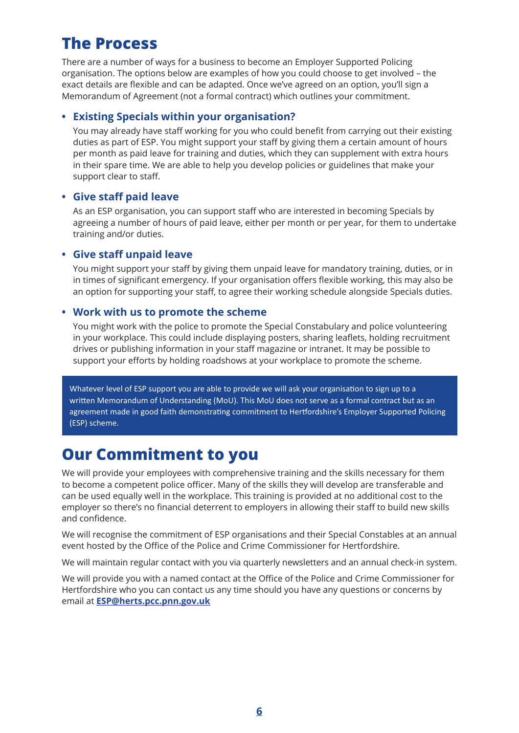# The Process

There are a number of ways for a business to become an Employer Supported Policing organisation. The options below are examples of how you could choose to get involved – the exact details are flexible and can be adapted. Once we've agreed on an option, you'll sign a Memorandum of Agreement (not a formal contract) which outlines your commitment.

- **Existing Specials within your organisation?**

  You may already have staff working for you who could benefit from carrying out their existing duties as part of ESP. You might support your staff by giving them a certain amount of hours per month as paid leave for training and duties, which they can supplement with extra hours in their spare time. We are able to help you develop policies or guidelines that make your support clear to staff.

- **Give staff paid leave**

  As an ESP organisation, you can support staff who are interested in becoming Specials by agreeing a number of hours of paid leave, either per month or per year, for them to undertake training and/or duties.

- **Give staff unpaid leave**

  You might support your staff by giving them unpaid leave for mandatory training, duties, or in in times of significant emergency. If your organisation offers flexible working, this may also be an option for supporting your staff, to agree their working schedule alongside Specials duties.

- **Work with us to promote the scheme**

  You might work with the police to promote the Special Constabulary and police volunteering in your workplace. This could include displaying posters, sharing leaflets, holding recruitment drives or publishing information in your staff magazine or intranet. It may be possible to support your efforts by holding roadshows at your workplace to promote the scheme.

> Whatever level of ESP support you are able to provide we will ask your organisation to sign up to a written Memorandum of Understanding (MoU). This MoU does not serve as a formal contract but as an agreement made in good faith demonstrating commitment to Hertfordshire's Employer Supported Policing (ESP) scheme.

# Our Commitment to you

We will provide your employees with comprehensive training and the skills necessary for them to become a competent police officer. Many of the skills they will develop are transferable and can be used equally well in the workplace. This training is provided at no additional cost to the employer so there's no financial deterrent to employers in allowing their staff to build new skills and confidence.

We will recognise the commitment of ESP organisations and their Special Constables at an annual event hosted by the Office of the Police and Crime Commissioner for Hertfordshire.

We will maintain regular contact with you via quarterly newsletters and an annual check-in system.

We will provide you with a named contact at the Office of the Police and Crime Commissioner for Hertfordshire who you can contact us any time should you have any questions or concerns by email at **ESP@herts.pcc.pnn.gov.uk**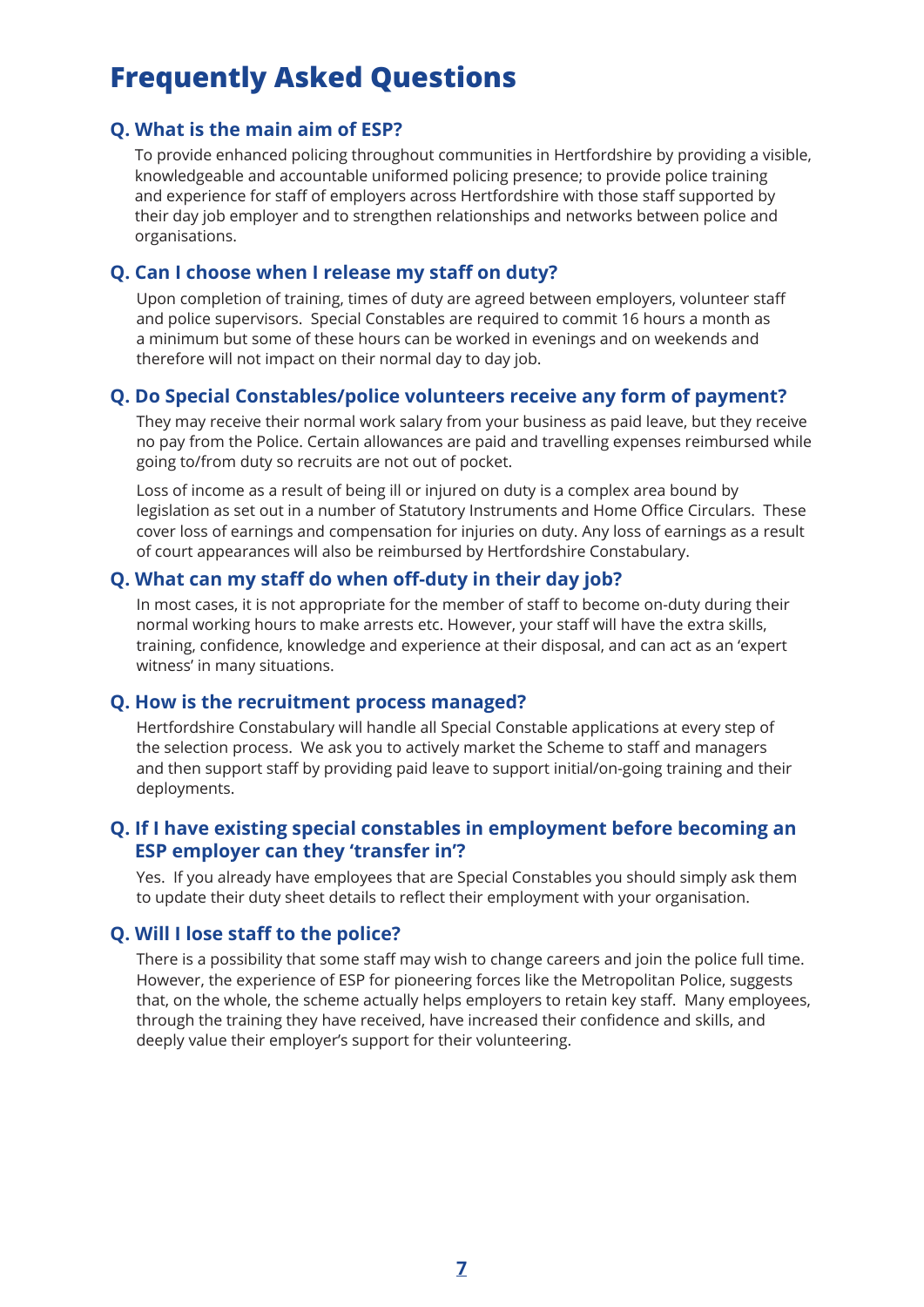# Frequently Asked Questions

### Q. What is the main aim of ESP?

To provide enhanced policing throughout communities in Hertfordshire by providing a visible, knowledgeable and accountable uniformed policing presence; to provide police training and experience for staff of employers across Hertfordshire with those staff supported by their day job employer and to strengthen relationships and networks between police and organisations.

### Q. Can I choose when I release my staff on duty?

Upon completion of training, times of duty are agreed between employers, volunteer staff and police supervisors. Special Constables are required to commit 16 hours a month as a minimum but some of these hours can be worked in evenings and on weekends and therefore will not impact on their normal day to day job.

### Q. Do Special Constables/police volunteers receive any form of payment?

They may receive their normal work salary from your business as paid leave, but they receive no pay from the Police. Certain allowances are paid and travelling expenses reimbursed while going to/from duty so recruits are not out of pocket.

Loss of income as a result of being ill or injured on duty is a complex area bound by legislation as set out in a number of Statutory Instruments and Home Office Circulars. These cover loss of earnings and compensation for injuries on duty. Any loss of earnings as a result of court appearances will also be reimbursed by Hertfordshire Constabulary.

### Q. What can my staff do when off-duty in their day job?

In most cases, it is not appropriate for the member of staff to become on-duty during their normal working hours to make arrests etc. However, your staff will have the extra skills, training, confidence, knowledge and experience at their disposal, and can act as an 'expert witness' in many situations.

### Q. How is the recruitment process managed?

Hertfordshire Constabulary will handle all Special Constable applications at every step of the selection process. We ask you to actively market the Scheme to staff and managers and then support staff by providing paid leave to support initial/on-going training and their deployments.

### Q. If I have existing special constables in employment before becoming an ESP employer can they 'transfer in'?

Yes. If you already have employees that are Special Constables you should simply ask them to update their duty sheet details to reflect their employment with your organisation.

### Q. Will I lose staff to the police?

There is a possibility that some staff may wish to change careers and join the police full time. However, the experience of ESP for pioneering forces like the Metropolitan Police, suggests that, on the whole, the scheme actually helps employers to retain key staff. Many employees, through the training they have received, have increased their confidence and skills, and deeply value their employer's support for their volunteering.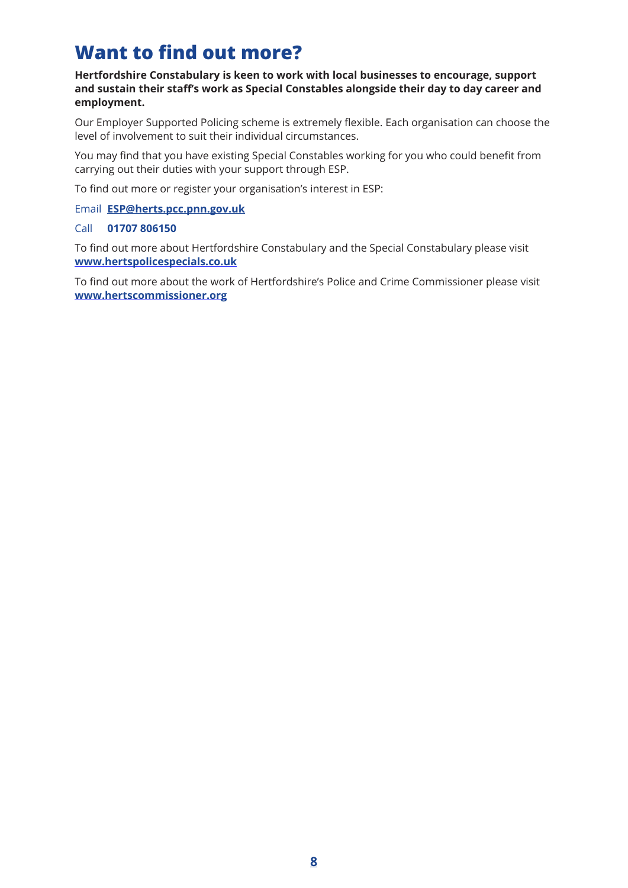# Want to find out more?

**Hertfordshire Constabulary is keen to work with local businesses to encourage, support and sustain their staff's work as Special Constables alongside their day to day career and employment.**

Our Employer Supported Policing scheme is extremely flexible. Each organisation can choose the level of involvement to suit their individual circumstances.

You may find that you have existing Special Constables working for you who could benefit from carrying out their duties with your support through ESP.

To find out more or register your organisation's interest in ESP:

Email **ESP@herts.pcc.pnn.gov.uk**

Call **01707 806150**

To find out more about Hertfordshire Constabulary and the Special Constabulary please visit **www.hertspolicespecials.co.uk**

To find out more about the work of Hertfordshire's Police and Crime Commissioner please visit **www.hertscommissioner.org**